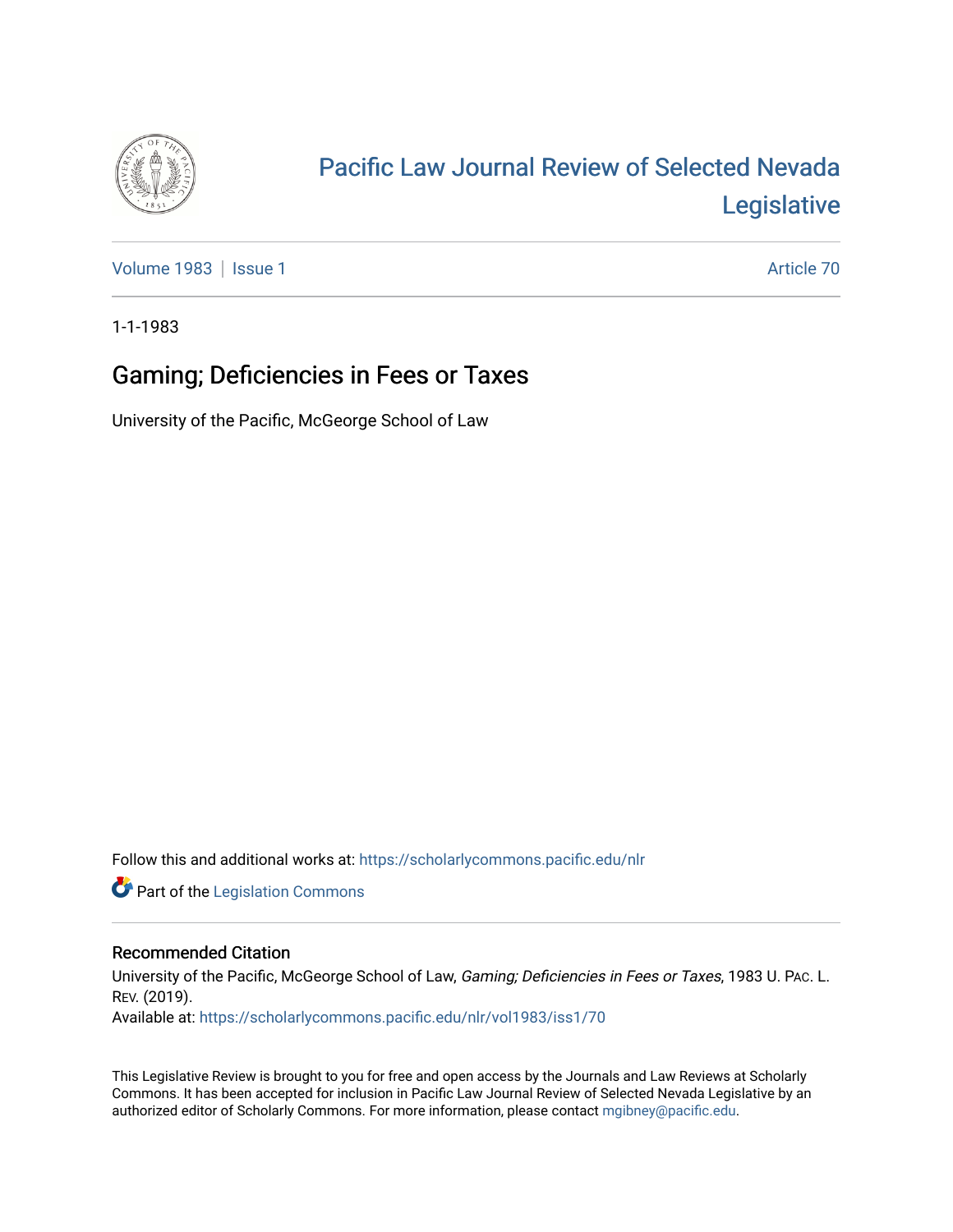# Pacific Law Journal Review of Selected Nevada Legislative

Volume 1983 | Issue 1 Article 70

1-1-1983

## Gaming; Deficiencies in Fees or Taxes

University of the Pacific, McGeorge School of Law

Follow this and additional works at: https://scholarlycommons.pacific.edu/nlr

Part of the Legislation Commons

### Recommended Citation

University of the Pacific, McGeorge School of Law, *Gaming; Deficiencies in Fees or Taxes*, 1983 U. PAC. L. REV. (2019).

Available at: https://scholarlycommons.pacific.edu/nlr/vol1983/iss1/70

This Legislative Review is brought to you for free and open access by the Journals and Law Reviews at Scholarly Commons. It has been accepted for inclusion in Pacific Law Journal Review of Selected Nevada Legislative by an authorized editor of Scholarly Commons. For more information, please contact mgibney@pacific.edu.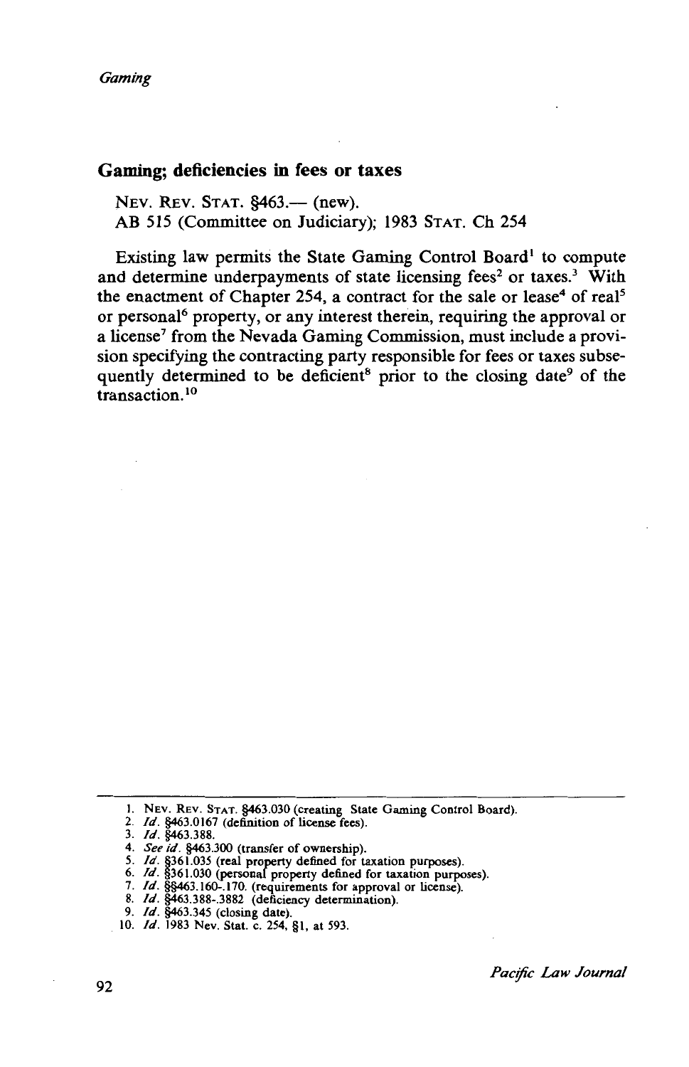## Gaming; deficiencies in fees or taxes

NEV. REV. STAT. §463.— (new).
AB 515 (Committee on Judiciary); 1983 STAT. Ch 254

Existing law permits the State Gaming Control Board[1] to compute and determine underpayments of state licensing fees[2] or taxes.[3] With the enactment of Chapter 254, a contract for the sale or lease[4] of real[5] or personal[6] property, or any interest therein, requiring the approval or a license[7] from the Nevada Gaming Commission, must include a provision specifying the contracting party responsible for fees or taxes subsequently determined to be deficient[8] prior to the closing date[9] of the transaction.[10]

---

1. NEV. REV. STAT. §463.030 (creating State Gaming Control Board).
2. *Id.* §463.0167 (definition of license fees).
3. *Id.* §463.388.
4. *See id.* §463.300 (transfer of ownership).
5. *Id.* §361.035 (real property defined for taxation purposes).
6. *Id.* §361.030 (personal property defined for taxation purposes).
7. *Id.* §§463.160-.170. (requirements for approval or license).
8. *Id.* §463.388-.3882 (deficiency determination).
9. *Id.* §463.345 (closing date).
10. *Id.* 1983 Nev. Stat. c. 254, §1, at 593.